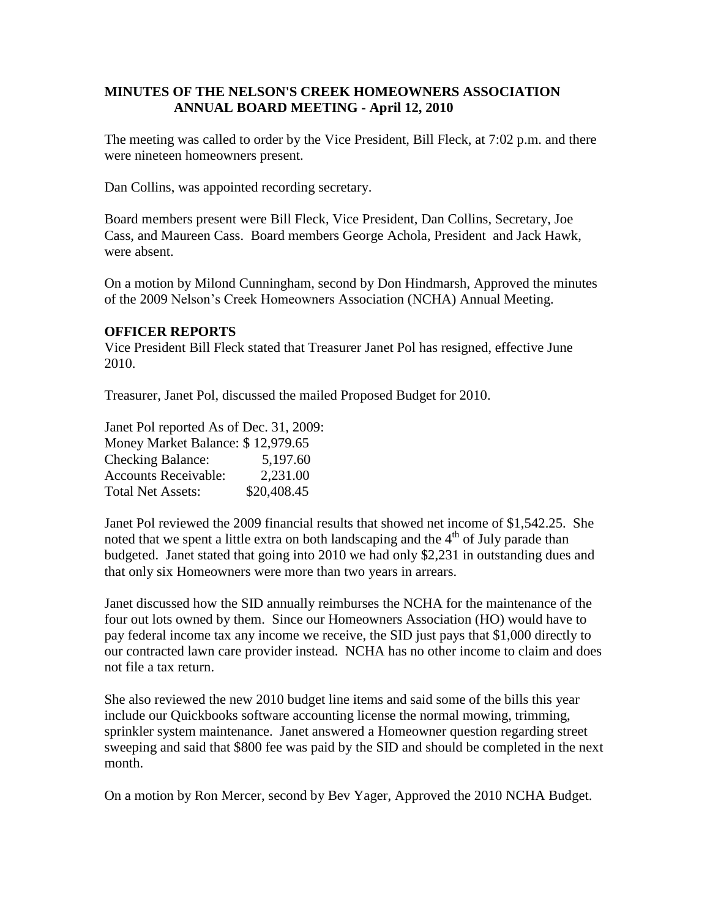## MINUTES OF THE NELSON'S CREEK HOMEOWNERS ASSOCIATION ANNUAL BOARD MEETING - April 12, 2010

The meeting was called to order by the Vice President, Bill Fleck, at 7:02 p.m. and there were nineteen homeowners present.

Dan Collins, was appointed recording secretary.

Board members present were Bill Fleck, Vice President, Dan Collins, Secretary, Joe Cass, and Maureen Cass. Board members George Achola, President and Jack Hawk, were absent.

On a motion by Milond Cunningham, second by Don Hindmarsh, Approved the minutes of the 2009 Nelson's Creek Homeowners Association (NCHA) Annual Meeting.

### OFFICER REPORTS

Vice President Bill Fleck stated that Treasurer Janet Pol has resigned, effective June 2010.

Treasurer, Janet Pol, discussed the mailed Proposed Budget for 2010.

Janet Pol reported As of Dec. 31, 2009:

| | |
|---|---|
| Money Market Balance: | $ 12,979.65 |
| Checking Balance: | 5,197.60 |
| Accounts Receivable: | 2,231.00 |
| Total Net Assets: | $20,408.45 |

Janet Pol reviewed the 2009 financial results that showed net income of $1,542.25. She noted that we spent a little extra on both landscaping and the 4th of July parade than budgeted. Janet stated that going into 2010 we had only $2,231 in outstanding dues and that only six Homeowners were more than two years in arrears.

Janet discussed how the SID annually reimburses the NCHA for the maintenance of the four out lots owned by them. Since our Homeowners Association (HO) would have to pay federal income tax any income we receive, the SID just pays that $1,000 directly to our contracted lawn care provider instead. NCHA has no other income to claim and does not file a tax return.

She also reviewed the new 2010 budget line items and said some of the bills this year include our Quickbooks software accounting license the normal mowing, trimming, sprinkler system maintenance. Janet answered a Homeowner question regarding street sweeping and said that $800 fee was paid by the SID and should be completed in the next month.

On a motion by Ron Mercer, second by Bev Yager, Approved the 2010 NCHA Budget.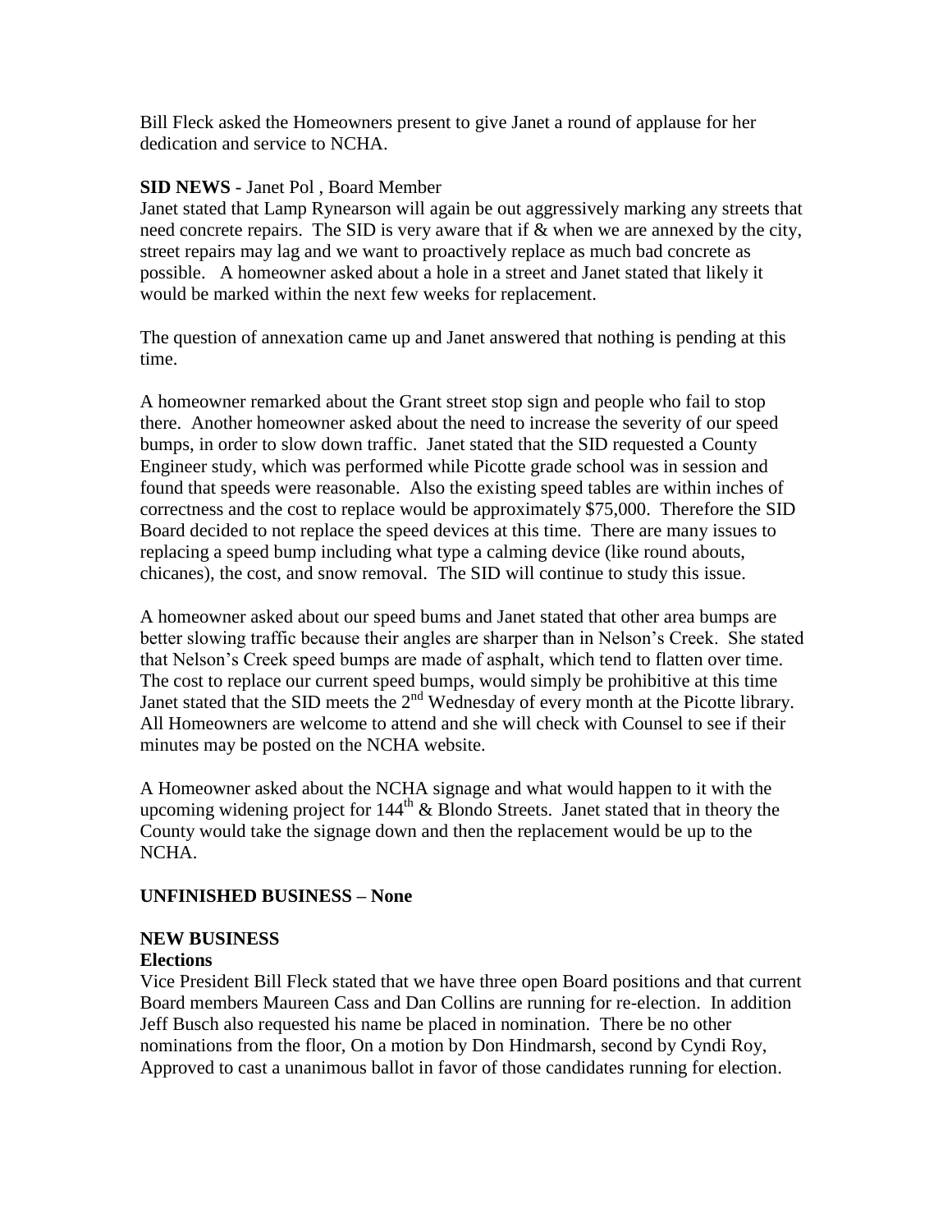Bill Fleck asked the Homeowners present to give Janet a round of applause for her dedication and service to NCHA.

**SID NEWS** - Janet Pol , Board Member

Janet stated that Lamp Rynearson will again be out aggressively marking any streets that need concrete repairs. The SID is very aware that if & when we are annexed by the city, street repairs may lag and we want to proactively replace as much bad concrete as possible. A homeowner asked about a hole in a street and Janet stated that likely it would be marked within the next few weeks for replacement.

The question of annexation came up and Janet answered that nothing is pending at this time.

A homeowner remarked about the Grant street stop sign and people who fail to stop there. Another homeowner asked about the need to increase the severity of our speed bumps, in order to slow down traffic. Janet stated that the SID requested a County Engineer study, which was performed while Picotte grade school was in session and found that speeds were reasonable. Also the existing speed tables are within inches of correctness and the cost to replace would be approximately $75,000. Therefore the SID Board decided to not replace the speed devices at this time. There are many issues to replacing a speed bump including what type a calming device (like round abouts, chicanes), the cost, and snow removal. The SID will continue to study this issue.

A homeowner asked about our speed bums and Janet stated that other area bumps are better slowing traffic because their angles are sharper than in Nelson's Creek. She stated that Nelson's Creek speed bumps are made of asphalt, which tend to flatten over time. The cost to replace our current speed bumps, would simply be prohibitive at this time Janet stated that the SID meets the 2nd Wednesday of every month at the Picotte library. All Homeowners are welcome to attend and she will check with Counsel to see if their minutes may be posted on the NCHA website.

A Homeowner asked about the NCHA signage and what would happen to it with the upcoming widening project for 144th & Blondo Streets. Janet stated that in theory the County would take the signage down and then the replacement would be up to the NCHA.

**UNFINISHED BUSINESS – None**

**NEW BUSINESS**

**Elections**

Vice President Bill Fleck stated that we have three open Board positions and that current Board members Maureen Cass and Dan Collins are running for re-election. In addition Jeff Busch also requested his name be placed in nomination. There be no other nominations from the floor, On a motion by Don Hindmarsh, second by Cyndi Roy, Approved to cast a unanimous ballot in favor of those candidates running for election.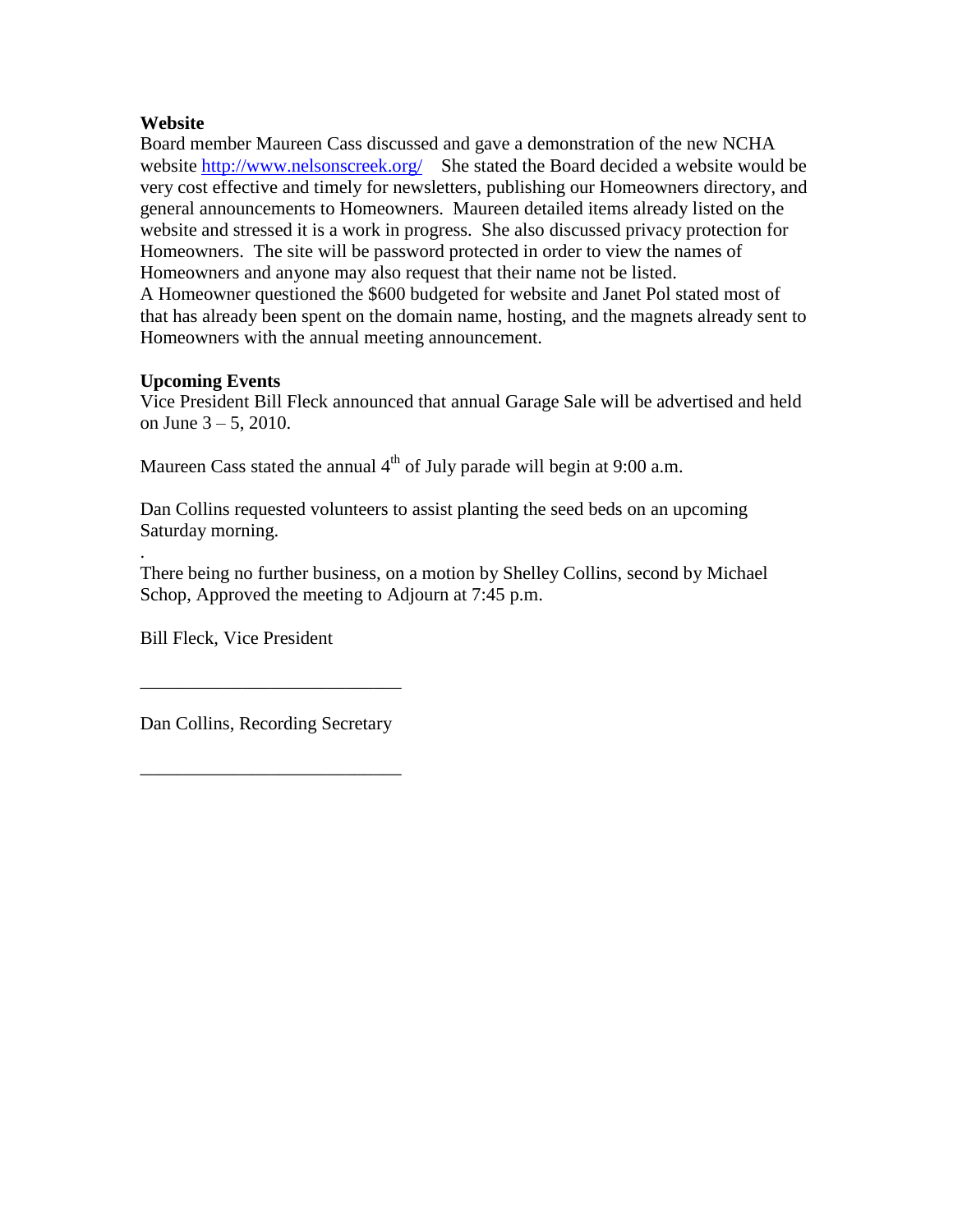**Website**

Board member Maureen Cass discussed and gave a demonstration of the new NCHA website http://www.nelsonscreek.org/ She stated the Board decided a website would be very cost effective and timely for newsletters, publishing our Homeowners directory, and general announcements to Homeowners. Maureen detailed items already listed on the website and stressed it is a work in progress. She also discussed privacy protection for Homeowners. The site will be password protected in order to view the names of Homeowners and anyone may also request that their name not be listed.

A Homeowner questioned the $600 budgeted for website and Janet Pol stated most of that has already been spent on the domain name, hosting, and the magnets already sent to Homeowners with the annual meeting announcement.

**Upcoming Events**

Vice President Bill Fleck announced that annual Garage Sale will be advertised and held on June 3 – 5, 2010.

Maureen Cass stated the annual 4th of July parade will begin at 9:00 a.m.

Dan Collins requested volunteers to assist planting the seed beds on an upcoming Saturday morning.

.

There being no further business, on a motion by Shelley Collins, second by Michael Schop, Approved the meeting to Adjourn at 7:45 p.m.

Bill Fleck, Vice President

___________________________

Dan Collins, Recording Secretary

___________________________